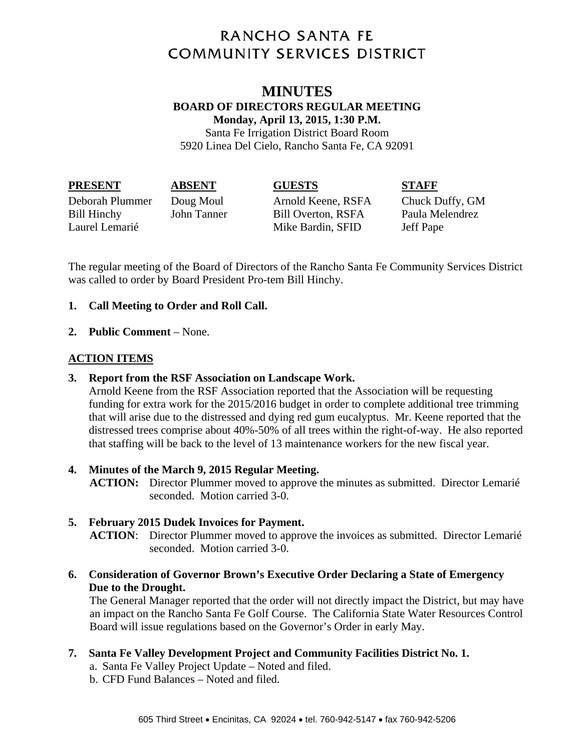# RANCHO SANTA FE COMMUNITY SERVICES DISTRICT

## MINUTES

**BOARD OF DIRECTORS REGULAR MEETING**
**Monday, April 13, 2015, 1:30 P.M.**
Santa Fe Irrigation District Board Room
5920 Linea Del Cielo, Rancho Santa Fe, CA 92091

| **PRESENT** | **ABSENT** | **GUESTS** | **STAFF** |
|---|---|---|---|
| Deborah Plummer | Doug Moul | Arnold Keene, RSFA | Chuck Duffy, GM |
| Bill Hinchy | John Tanner | Bill Overton, RSFA | Paula Melendrez |
| Laurel Lemarié | | Mike Bardin, SFID | Jeff Pape |

The regular meeting of the Board of Directors of the Rancho Santa Fe Community Services District was called to order by Board President Pro-tem Bill Hinchy.

1. **Call Meeting to Order and Roll Call.**

2. **Public Comment** – None.

**ACTION ITEMS**

3. **Report from the RSF Association on Landscape Work.**
   Arnold Keene from the RSF Association reported that the Association will be requesting funding for extra work for the 2015/2016 budget in order to complete additional tree trimming that will arise due to the distressed and dying red gum eucalyptus. Mr. Keene reported that the distressed trees comprise about 40%-50% of all trees within the right-of-way. He also reported that staffing will be back to the level of 13 maintenance workers for the new fiscal year.

4. **Minutes of the March 9, 2015 Regular Meeting.**
   **ACTION:** Director Plummer moved to approve the minutes as submitted. Director Lemarié seconded. Motion carried 3-0.

5. **February 2015 Dudek Invoices for Payment.**
   **ACTION**: Director Plummer moved to approve the invoices as submitted. Director Lemarié seconded. Motion carried 3-0.

6. **Consideration of Governor Brown's Executive Order Declaring a State of Emergency Due to the Drought.**
   The General Manager reported that the order will not directly impact the District, but may have an impact on the Rancho Santa Fe Golf Course. The California State Water Resources Control Board will issue regulations based on the Governor's Order in early May.

7. **Santa Fe Valley Development Project and Community Facilities District No. 1.**
   a. Santa Fe Valley Project Update – Noted and filed.
   b. CFD Fund Balances – Noted and filed.

605 Third Street • Encinitas, CA 92024 • tel. 760-942-5147 • fax 760-942-5206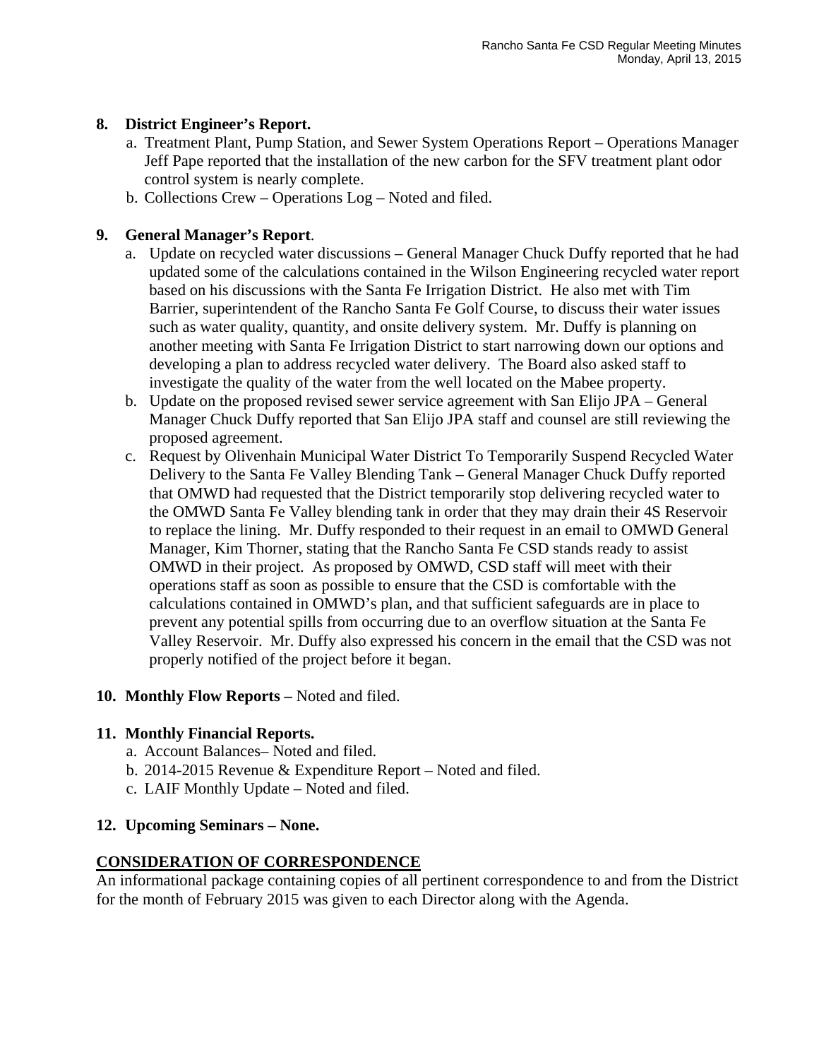**8. District Engineer's Report.**

a. Treatment Plant, Pump Station, and Sewer System Operations Report – Operations Manager Jeff Pape reported that the installation of the new carbon for the SFV treatment plant odor control system is nearly complete.
b. Collections Crew – Operations Log – Noted and filed.

**9. General Manager's Report**.

a. Update on recycled water discussions – General Manager Chuck Duffy reported that he had updated some of the calculations contained in the Wilson Engineering recycled water report based on his discussions with the Santa Fe Irrigation District. He also met with Tim Barrier, superintendent of the Rancho Santa Fe Golf Course, to discuss their water issues such as water quality, quantity, and onsite delivery system. Mr. Duffy is planning on another meeting with Santa Fe Irrigation District to start narrowing down our options and developing a plan to address recycled water delivery. The Board also asked staff to investigate the quality of the water from the well located on the Mabee property.
b. Update on the proposed revised sewer service agreement with San Elijo JPA – General Manager Chuck Duffy reported that San Elijo JPA staff and counsel are still reviewing the proposed agreement.
c. Request by Olivenhain Municipal Water District To Temporarily Suspend Recycled Water Delivery to the Santa Fe Valley Blending Tank – General Manager Chuck Duffy reported that OMWD had requested that the District temporarily stop delivering recycled water to the OMWD Santa Fe Valley blending tank in order that they may drain their 4S Reservoir to replace the lining. Mr. Duffy responded to their request in an email to OMWD General Manager, Kim Thorner, stating that the Rancho Santa Fe CSD stands ready to assist OMWD in their project. As proposed by OMWD, CSD staff will meet with their operations staff as soon as possible to ensure that the CSD is comfortable with the calculations contained in OMWD's plan, and that sufficient safeguards are in place to prevent any potential spills from occurring due to an overflow situation at the Santa Fe Valley Reservoir. Mr. Duffy also expressed his concern in the email that the CSD was not properly notified of the project before it began.

**10. Monthly Flow Reports –** Noted and filed.

**11. Monthly Financial Reports.**

a. Account Balances– Noted and filed.
b. 2014-2015 Revenue & Expenditure Report – Noted and filed.
c. LAIF Monthly Update – Noted and filed.

**12. Upcoming Seminars – None.**

**CONSIDERATION OF CORRESPONDENCE**

An informational package containing copies of all pertinent correspondence to and from the District for the month of February 2015 was given to each Director along with the Agenda.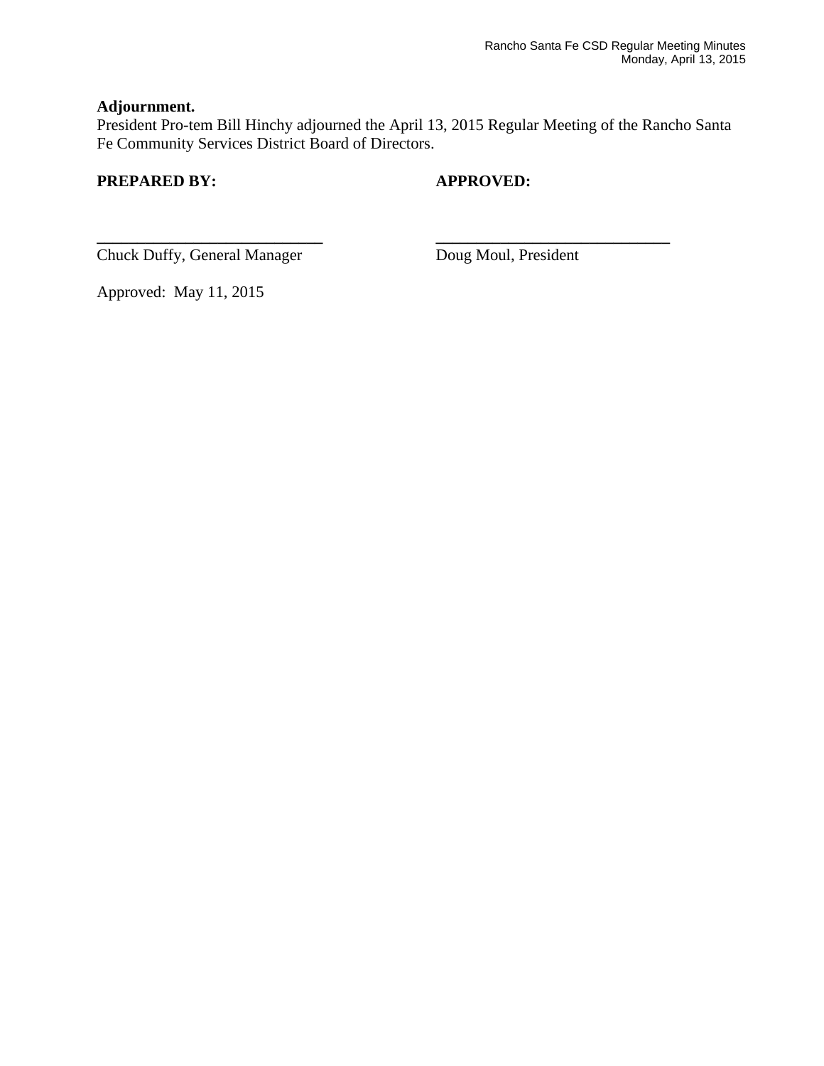**Adjournment.**
President Pro-tem Bill Hinchy adjourned the April 13, 2015 Regular Meeting of the Rancho Santa Fe Community Services District Board of Directors.

| | |
|---|---|
| **PREPARED BY:** | **APPROVED:** |
| ____________________________ | ____________________________ |
| Chuck Duffy, General Manager | Doug Moul, President |

Approved: May 11, 2015